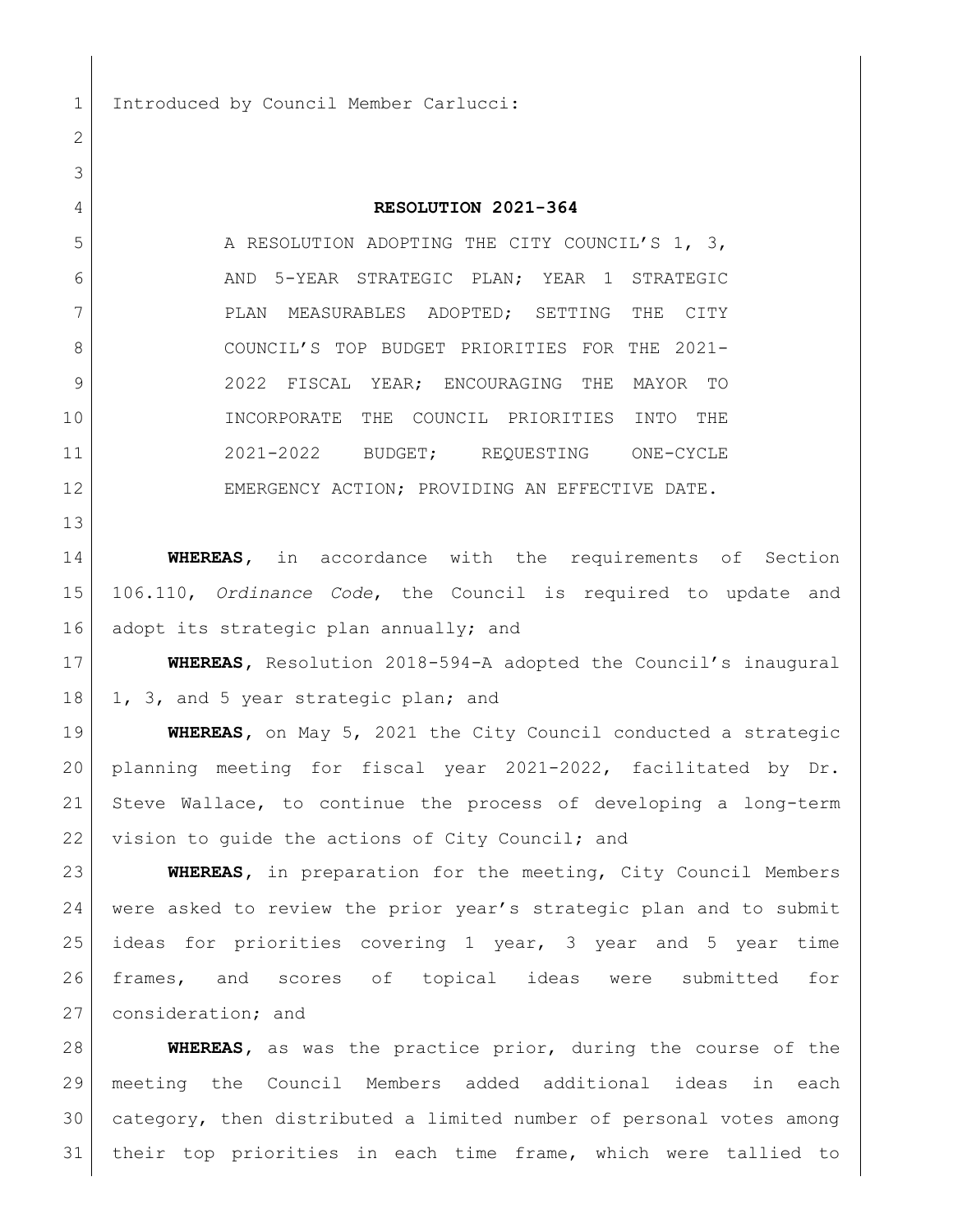Introduced by Council Member Carlucci:

# RESOLUTION 2021-364

A RESOLUTION ADOPTING THE CITY COUNCIL'S 1, 3, AND 5-YEAR STRATEGIC PLAN; YEAR 1 STRATEGIC PLAN MEASURABLES ADOPTED; SETTING THE CITY COUNCIL'S TOP BUDGET PRIORITIES FOR THE 2021-2022 FISCAL YEAR; ENCOURAGING THE MAYOR TO INCORPORATE THE COUNCIL PRIORITIES INTO THE 2021-2022 BUDGET; REQUESTING ONE-CYCLE EMERGENCY ACTION; PROVIDING AN EFFECTIVE DATE.

**WHEREAS**, in accordance with the requirements of Section 106.110, *Ordinance Code*, the Council is required to update and adopt its strategic plan annually; and

**WHEREAS**, Resolution 2018-594-A adopted the Council's inaugural 1, 3, and 5 year strategic plan; and

**WHEREAS**, on May 5, 2021 the City Council conducted a strategic planning meeting for fiscal year 2021-2022, facilitated by Dr. Steve Wallace, to continue the process of developing a long-term vision to guide the actions of City Council; and

**WHEREAS**, in preparation for the meeting, City Council Members were asked to review the prior year's strategic plan and to submit ideas for priorities covering 1 year, 3 year and 5 year time frames, and scores of topical ideas were submitted for consideration; and

**WHEREAS**, as was the practice prior, during the course of the meeting the Council Members added additional ideas in each category, then distributed a limited number of personal votes among their top priorities in each time frame, which were tallied to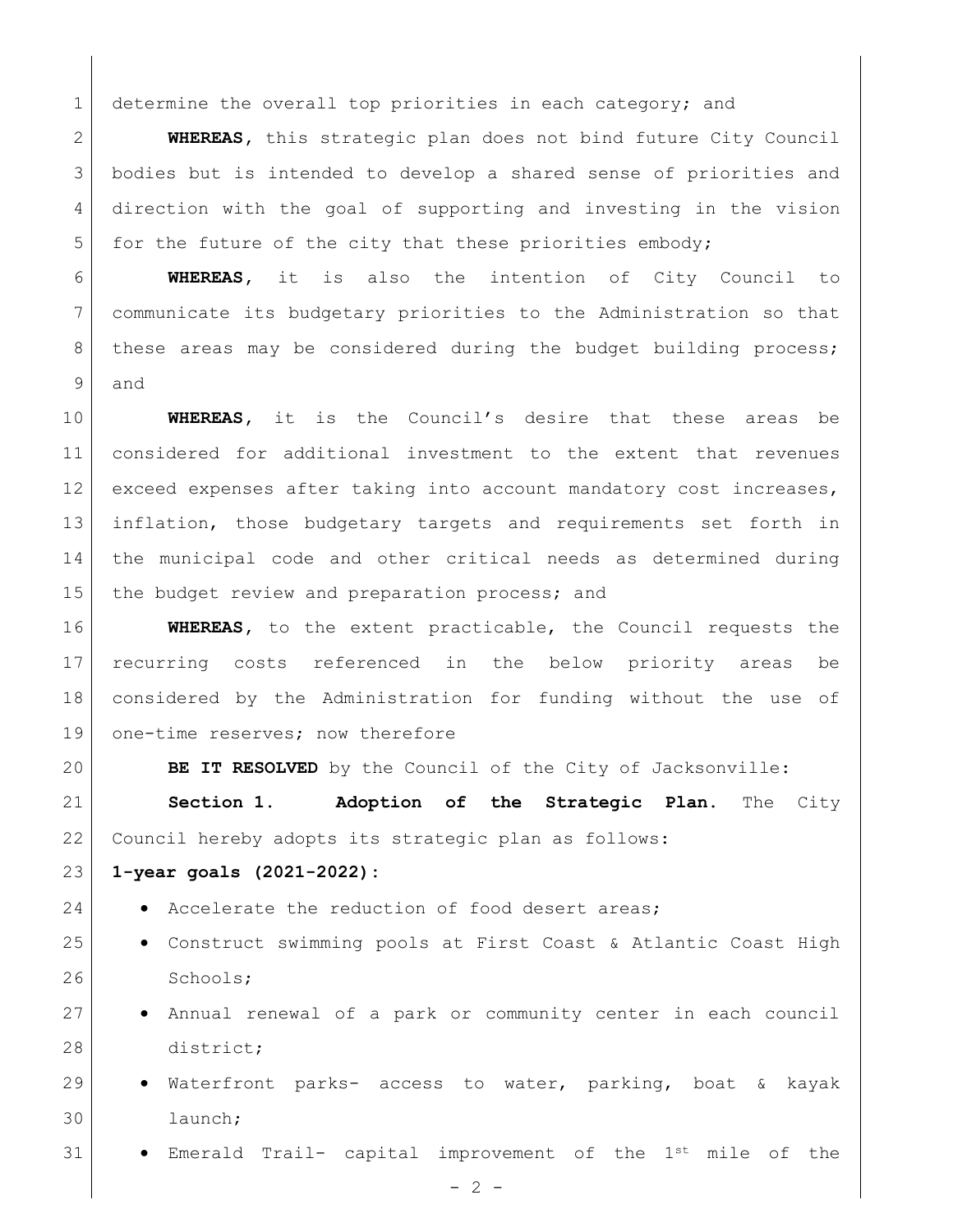determine the overall top priorities in each category; and

**WHEREAS,** this strategic plan does not bind future City Council bodies but is intended to develop a shared sense of priorities and direction with the goal of supporting and investing in the vision for the future of the city that these priorities embody;

**WHEREAS,** it is also the intention of City Council to communicate its budgetary priorities to the Administration so that these areas may be considered during the budget building process; and

**WHEREAS,** it is the Council's desire that these areas be considered for additional investment to the extent that revenues exceed expenses after taking into account mandatory cost increases, inflation, those budgetary targets and requirements set forth in the municipal code and other critical needs as determined during the budget review and preparation process; and

**WHEREAS,** to the extent practicable, the Council requests the recurring costs referenced in the below priority areas be considered by the Administration for funding without the use of one-time reserves; now therefore

**BE IT RESOLVED** by the Council of the City of Jacksonville:

**Section 1. Adoption of the Strategic Plan.** The City Council hereby adopts its strategic plan as follows:

**1-year goals (2021-2022):**

- Accelerate the reduction of food desert areas;
- Construct swimming pools at First Coast & Atlantic Coast High Schools;
- Annual renewal of a park or community center in each council district;
- Waterfront parks- access to water, parking, boat & kayak launch;
- Emerald Trail- capital improvement of the 1st mile of the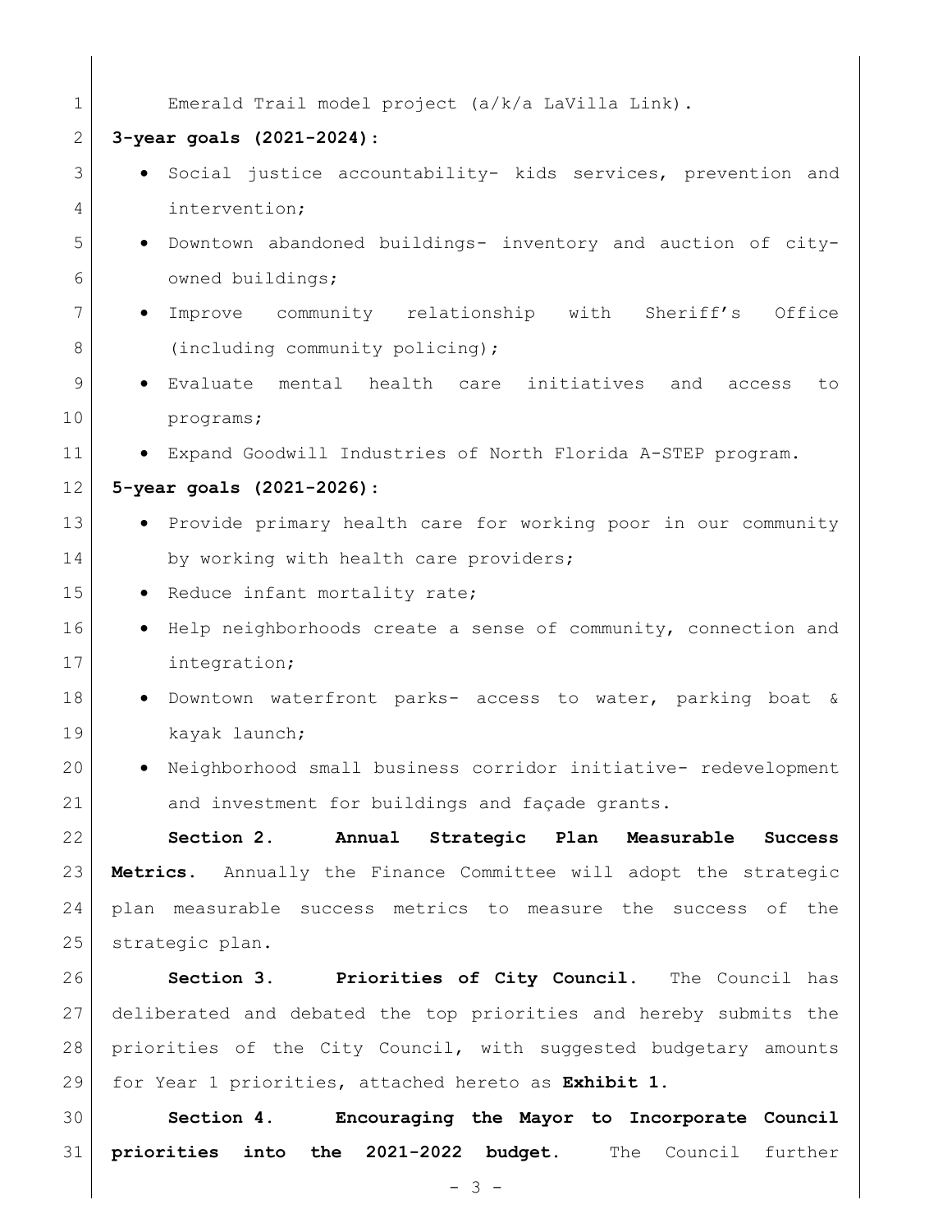Emerald Trail model project (a/k/a LaVilla Link).

**3-year goals (2021-2024):**

- Social justice accountability- kids services, prevention and intervention;
- Downtown abandoned buildings- inventory and auction of city-owned buildings;
- Improve community relationship with Sheriff's Office (including community policing);
- Evaluate mental health care initiatives and access to programs;
- Expand Goodwill Industries of North Florida A-STEP program.

**5-year goals (2021-2026):**

- Provide primary health care for working poor in our community by working with health care providers;
- Reduce infant mortality rate;
- Help neighborhoods create a sense of community, connection and integration;
- Downtown waterfront parks- access to water, parking boat & kayak launch;
- Neighborhood small business corridor initiative- redevelopment and investment for buildings and façade grants.

**Section 2. Annual Strategic Plan Measurable Success Metrics.** Annually the Finance Committee will adopt the strategic plan measurable success metrics to measure the success of the strategic plan.

**Section 3. Priorities of City Council.** The Council has deliberated and debated the top priorities and hereby submits the priorities of the City Council, with suggested budgetary amounts for Year 1 priorities, attached hereto as **Exhibit 1**.

**Section 4. Encouraging the Mayor to Incorporate Council priorities into the 2021-2022 budget.** The Council further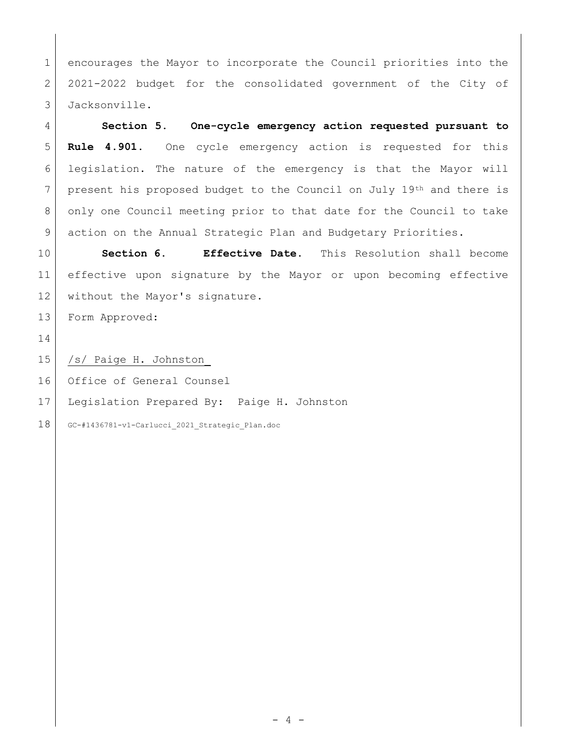encourages the Mayor to incorporate the Council priorities into the 2021-2022 budget for the consolidated government of the City of Jacksonville.

**Section 5. One-cycle emergency action requested pursuant to Rule 4.901.** One cycle emergency action is requested for this legislation. The nature of the emergency is that the Mayor will present his proposed budget to the Council on July 19th and there is only one Council meeting prior to that date for the Council to take action on the Annual Strategic Plan and Budgetary Priorities.

**Section 6. Effective Date.** This Resolution shall become effective upon signature by the Mayor or upon becoming effective without the Mayor's signature.

Form Approved:

/s/ Paige H. Johnston_

Office of General Counsel

Legislation Prepared By: Paige H. Johnston

GC-#1436781-v1-Carlucci_2021_Strategic_Plan.doc